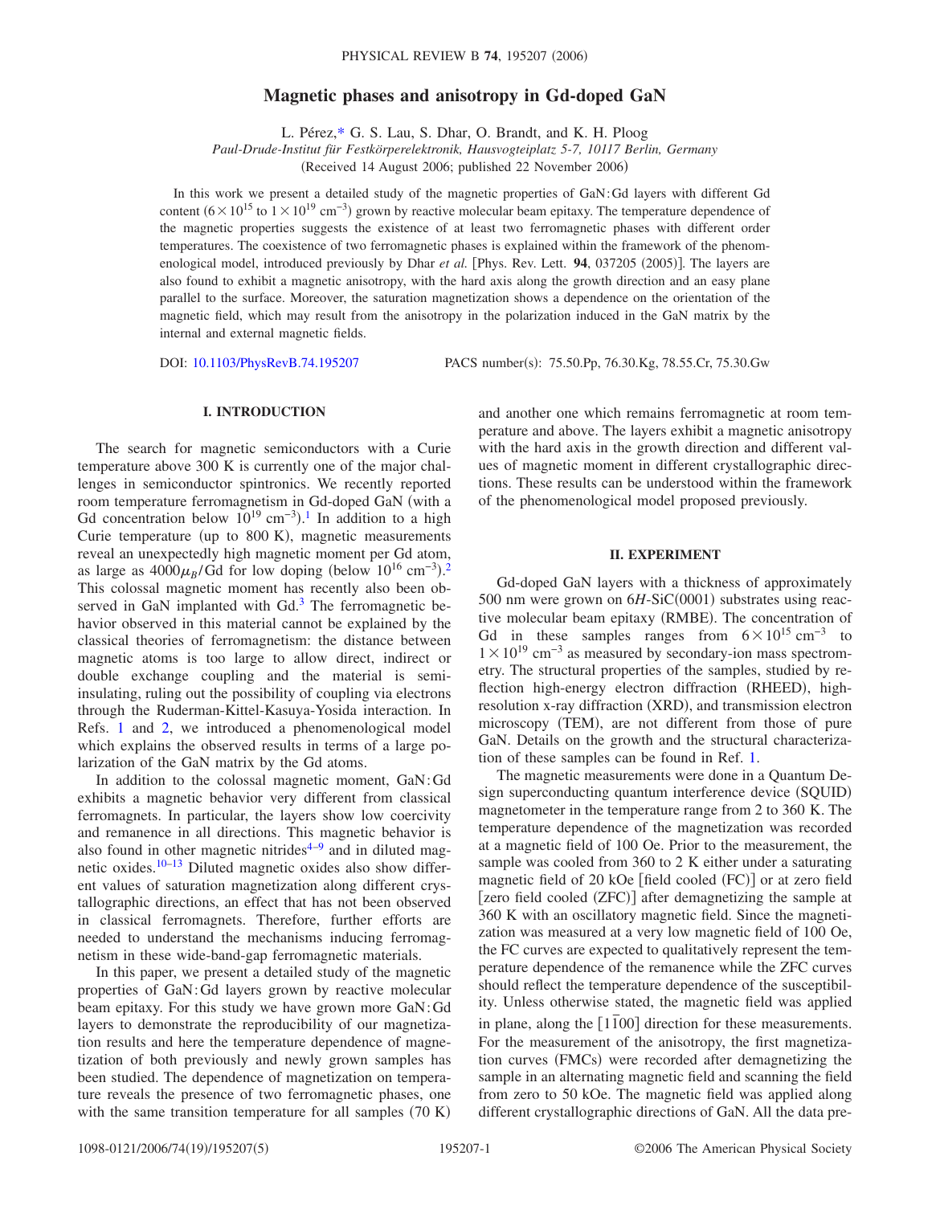# Magnetic phases and anisotropy in Gd-doped GaN

L. Pérez,* G. S. Lau, S. Dhar, O. Brandt, and K. H. Ploog

*Paul-Drude-Institut für Festkörperelektronik, Hausvogteiplatz 5-7, 10117 Berlin, Germany*

(Received 14 August 2006; published 22 November 2006)

In this work we present a detailed study of the magnetic properties of GaN:Gd layers with different Gd content ($6\times10^{15}$ to $1\times10^{19}$ cm$^{-3}$) grown by reactive molecular beam epitaxy. The temperature dependence of the magnetic properties suggests the existence of at least two ferromagnetic phases with different order temperatures. The coexistence of two ferromagnetic phases is explained within the framework of the phenomenological model, introduced previously by Dhar *et al.* [Phys. Rev. Lett. **94**, 037205 (2005)]. The layers are also found to exhibit a magnetic anisotropy, with the hard axis along the growth direction and an easy plane parallel to the surface. Moreover, the saturation magnetization shows a dependence on the orientation of the magnetic field, which may result from the anisotropy in the polarization induced in the GaN matrix by the internal and external magnetic fields.

DOI: 10.1103/PhysRevB.74.195207 PACS number(s): 75.50.Pp, 76.30.Kg, 78.55.Cr, 75.30.Gw

## I. INTRODUCTION

The search for magnetic semiconductors with a Curie temperature above 300 K is currently one of the major challenges in semiconductor spintronics. We recently reported room temperature ferromagnetism in Gd-doped GaN (with a Gd concentration below $10^{19}$ cm$^{-3}$).[1] In addition to a high Curie temperature (up to 800 K), magnetic measurements reveal an unexpectedly high magnetic moment per Gd atom, as large as $4000\mu_B$/Gd for low doping (below $10^{16}$ cm$^{-3}$).[2] This colossal magnetic moment has recently also been observed in GaN implanted with Gd.[3] The ferromagnetic behavior observed in this material cannot be explained by the classical theories of ferromagnetism: the distance between magnetic atoms is too large to allow direct, indirect or double exchange coupling and the material is semi-insulating, ruling out the possibility of coupling via electrons through the Ruderman-Kittel-Kasuya-Yosida interaction. In Refs. 1 and 2, we introduced a phenomenological model which explains the observed results in terms of a large polarization of the GaN matrix by the Gd atoms.

In addition to the colossal magnetic moment, GaN:Gd exhibits a magnetic behavior very different from classical ferromagnets. In particular, the layers show low coercivity and remanence in all directions. This magnetic behavior is also found in other magnetic nitrides[4–9] and in diluted magnetic oxides.[10–13] Diluted magnetic oxides also show different values of saturation magnetization along different crystallographic directions, an effect that has not been observed in classical ferromagnets. Therefore, further efforts are needed to understand the mechanisms inducing ferromagnetism in these wide-band-gap ferromagnetic materials.

In this paper, we present a detailed study of the magnetic properties of GaN:Gd layers grown by reactive molecular beam epitaxy. For this study we have grown more GaN:Gd layers to demonstrate the reproducibility of our magnetization results and here the temperature dependence of magnetization of both previously and newly grown samples has been studied. The dependence of magnetization on temperature reveals the presence of two ferromagnetic phases, one with the same transition temperature for all samples (70 K) and another one which remains ferromagnetic at room temperature and above. The layers exhibit a magnetic anisotropy with the hard axis in the growth direction and different values of magnetic moment in different crystallographic directions. These results can be understood within the framework of the phenomenological model proposed previously.

## II. EXPERIMENT

Gd-doped GaN layers with a thickness of approximately 500 nm were grown on $6H$-SiC(0001) substrates using reactive molecular beam epitaxy (RMBE). The concentration of Gd in these samples ranges from $6\times10^{15}$ cm$^{-3}$ to $1\times10^{19}$ cm$^{-3}$ as measured by secondary-ion mass spectrometry. The structural properties of the samples, studied by reflection high-energy electron diffraction (RHEED), high-resolution x-ray diffraction (XRD), and transmission electron microscopy (TEM), are not different from those of pure GaN. Details on the growth and the structural characterization of these samples can be found in Ref. 1.

The magnetic measurements were done in a Quantum Design superconducting quantum interference device (SQUID) magnetometer in the temperature range from 2 to 360 K. The temperature dependence of the magnetization was recorded at a magnetic field of 100 Oe. Prior to the measurement, the sample was cooled from 360 to 2 K either under a saturating magnetic field of 20 kOe [field cooled (FC)] or at zero field [zero field cooled (ZFC)] after demagnetizing the sample at 360 K with an oscillatory magnetic field. Since the magnetization was measured at a very low magnetic field of 100 Oe, the FC curves are expected to qualitatively represent the temperature dependence of the remanence while the ZFC curves should reflect the temperature dependence of the susceptibility. Unless otherwise stated, the magnetic field was applied in plane, along the $[1\bar{1}00]$ direction for these measurements. For the measurement of the anisotropy, the first magnetization curves (FMCs) were recorded after demagnetizing the sample in an alternating magnetic field and scanning the field from zero to 50 kOe. The magnetic field was applied along different crystallographic directions of GaN. All the data pre-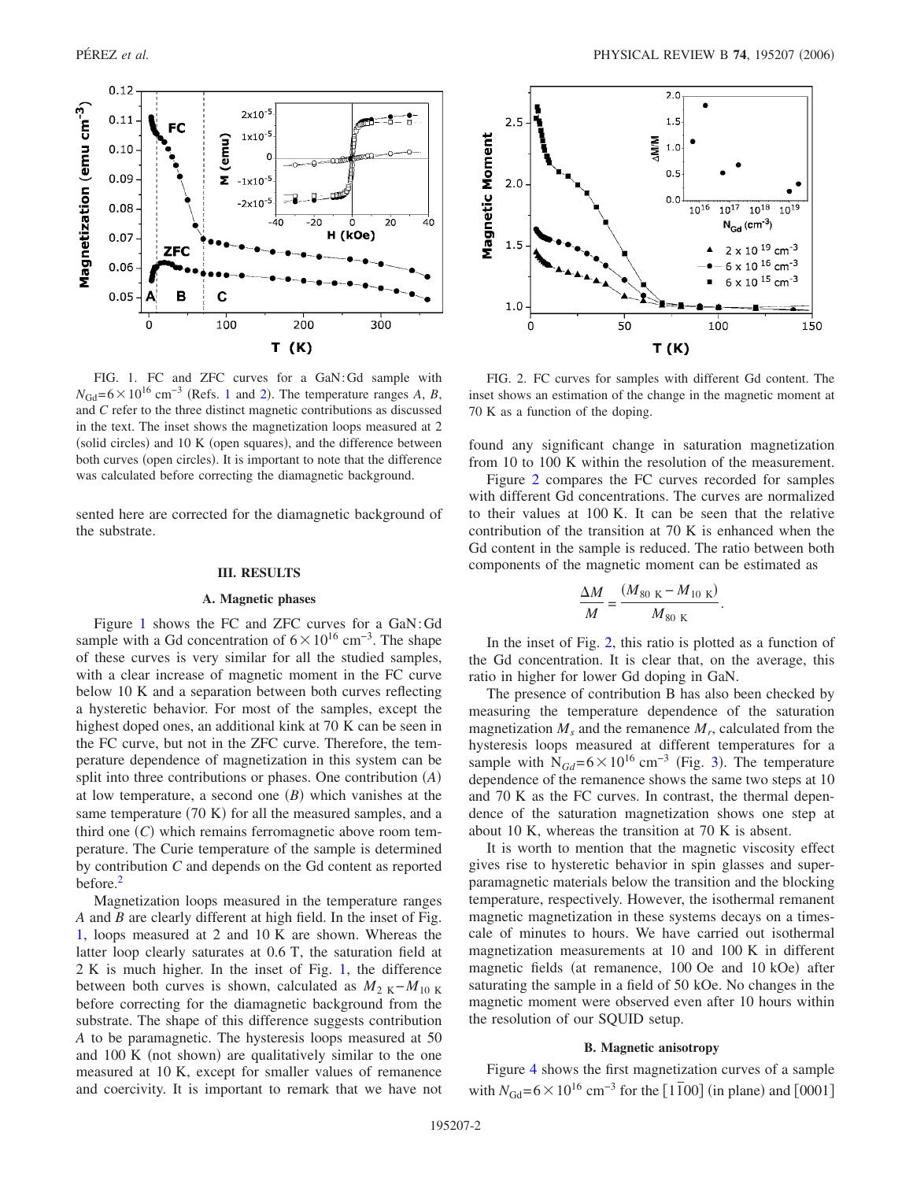FIG. 1. FC and ZFC curves for a GaN:Gd sample with $N_{\mathrm{Gd}}=6\times10^{16}$ cm$^{-3}$ (Refs. [1] and [2]). The temperature ranges *A*, *B*, and *C* refer to the three distinct magnetic contributions as discussed in the text. The inset shows the magnetization loops measured at 2 (solid circles) and 10 K (open squares), and the difference between both curves (open circles). It is important to note that the difference was calculated before correcting the diamagnetic background.

FIG. 2. FC curves for samples with different Gd content. The inset shows an estimation of the change in the magnetic moment at 70 K as a function of the doping.

sented here are corrected for the diamagnetic background of the substrate.

## III. RESULTS

### A. Magnetic phases

Figure 1 shows the FC and ZFC curves for a GaN:Gd sample with a Gd concentration of $6\times10^{16}$ cm$^{-3}$. The shape of these curves is very similar for all the studied samples, with a clear increase of magnetic moment in the FC curve below 10 K and a separation between both curves reflecting a hysteretic behavior. For most of the samples, except the highest doped ones, an additional kink at 70 K can be seen in the FC curve, but not in the ZFC curve. Therefore, the temperature dependence of magnetization in this system can be split into three contributions or phases. One contribution (*A*) at low temperature, a second one (*B*) which vanishes at the same temperature (70 K) for all the measured samples, and a third one (*C*) which remains ferromagnetic above room temperature. The Curie temperature of the sample is determined by contribution *C* and depends on the Gd content as reported before.[2]

Magnetization loops measured in the temperature ranges *A* and *B* are clearly different at high field. In the inset of Fig. 1, loops measured at 2 and 10 K are shown. Whereas the latter loop clearly saturates at 0.6 T, the saturation field at 2 K is much higher. In the inset of Fig. 1, the difference between both curves is shown, calculated as $M_{2\text{ K}}-M_{10\text{ K}}$ before correcting for the diamagnetic background from the substrate. The shape of this difference suggests contribution *A* to be paramagnetic. The hysteresis loops measured at 50 and 100 K (not shown) are qualitatively similar to the one measured at 10 K, except for smaller values of remanence and coercivity. It is important to remark that we have not found any significant change in saturation magnetization from 10 to 100 K within the resolution of the measurement.

Figure 2 compares the FC curves recorded for samples with different Gd concentrations. The curves are normalized to their values at 100 K. It can be seen that the relative contribution of the transition at 70 K is enhanced when the Gd content in the sample is reduced. The ratio between both components of the magnetic moment can be estimated as

$$\frac{\Delta M}{M}=\frac{(M_{80\text{ K}}-M_{10\text{ K}})}{M_{80\text{ K}}}.$$

In the inset of Fig. 2, this ratio is plotted as a function of the Gd concentration. It is clear that, on the average, this ratio in higher for lower Gd doping in GaN.

The presence of contribution B has also been checked by measuring the temperature dependence of the saturation magnetization $M_s$ and the remanence $M_r$, calculated from the hysteresis loops measured at different temperatures for a sample with $N_{Gd}=6\times10^{16}$ cm$^{-3}$ (Fig. 3). The temperature dependence of the remanence shows the same two steps at 10 and 70 K as the FC curves. In contrast, the thermal dependence of the saturation magnetization shows one step at about 10 K, whereas the transition at 70 K is absent.

It is worth to mention that the magnetic viscosity effect gives rise to hysteretic behavior in spin glasses and superparamagnetic materials below the transition and the blocking temperature, respectively. However, the isothermal remanent magnetic magnetization in these systems decays on a timescale of minutes to hours. We have carried out isothermal magnetization measurements at 10 and 100 K in different magnetic fields (at remanence, 100 Oe and 10 kOe) after saturating the sample in a field of 50 kOe. No changes in the magnetic moment were observed even after 10 hours within the resolution of our SQUID setup.

### B. Magnetic anisotropy

Figure 4 shows the first magnetization curves of a sample with $N_{\mathrm{Gd}}=6\times10^{16}$ cm$^{-3}$ for the $[1\bar{1}00]$ (in plane) and $[0001]$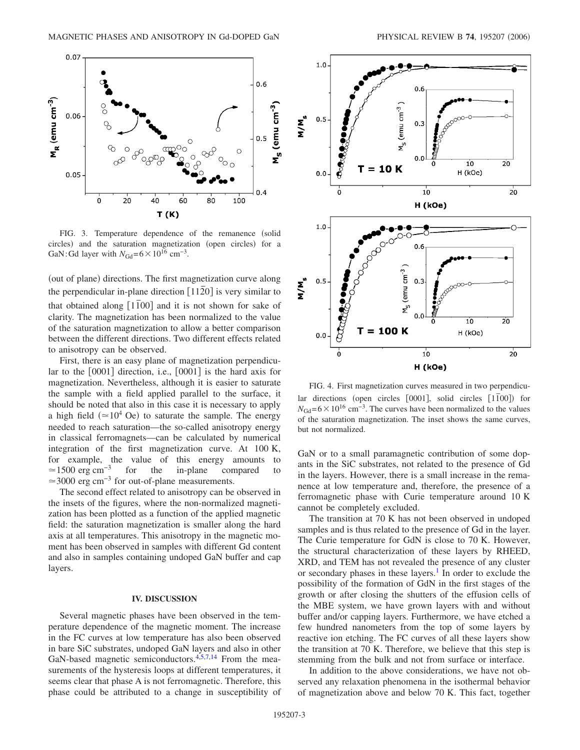0.07

$M_R$ (emu cm$^{-3}$)

0.06

0.05

0.6

0.5

0.4

$M_S$ (emu cm$^{-3}$)

0 20 40 60 80 100

T (K)

FIG. 3. Temperature dependence of the remanence (solid circles) and the saturation magnetization (open circles) for a GaN:Gd layer with $N_{Gd}=6\times10^{16}$ cm$^{-3}$.

(out of plane) directions. The first magnetization curve along the perpendicular in-plane direction $[11\bar{2}0]$ is very similar to that obtained along $[1\bar{1}00]$ and it is not shown for sake of clarity. The magnetization has been normalized to the value of the saturation magnetization to allow a better comparison between the different directions. Two different effects related to anisotropy can be observed.

First, there is an easy plane of magnetization perpendicular to the [0001] direction, i.e., [0001] is the hard axis for magnetization. Nevertheless, although it is easier to saturate the sample with a field applied parallel to the surface, it should be noted that also in this case it is necessary to apply a high field ($\simeq 10^4$ Oe) to saturate the sample. The energy needed to reach saturation—the so-called anisotropy energy in classical ferromagnets—can be calculated by numerical integration of the first magnetization curve. At 100 K, for example, the value of this energy amounts to $\simeq 1500$ erg cm$^{-3}$ for the in-plane compared to $\simeq 3000$ erg cm$^{-3}$ for out-of-plane measurements.

The second effect related to anisotropy can be observed in the insets of the figures, where the non-normalized magnetization has been plotted as a function of the applied magnetic field: the saturation magnetization is smaller along the hard axis at all temperatures. This anisotropy in the magnetic moment has been observed in samples with different Gd content and also in samples containing undoped GaN buffer and cap layers.

## IV. DISCUSSION

Several magnetic phases have been observed in the temperature dependence of the magnetic moment. The increase in the FC curves at low temperature has also been observed in bare SiC substrates, undoped GaN layers and also in other GaN-based magnetic semiconductors.[4,5,7,14] From the measurements of the hysteresis loops at different temperatures, it seems clear that phase A is not ferromagnetic. Therefore, this phase could be attributed to a change in susceptibility of

1.0

0.5

0.0

M/M$_s$

T = 10 K

0.6

0.3

0.0

$M_S$ (emu cm$^{-3}$)

0 10 20

H (kOe)

0 10 20

H (kOe)

1.0

0.5

0.0

M/M$_s$

T = 100 K

0.6

0.3

0.0

$M_S$ (emu cm$^{-3}$)

0 10 20

H (kOe)

0 10 20

H (kOe)

FIG. 4. First magnetization curves measured in two perpendicular directions (open circles [0001], solid circles $[1\bar{1}00]$) for $N_{Gd}=6\times10^{16}$ cm$^{-3}$. The curves have been normalized to the values of the saturation magnetization. The inset shows the same curves, but not normalized.

GaN or to a small paramagnetic contribution of some dopants in the SiC substrates, not related to the presence of Gd in the layers. However, there is a small increase in the remanence at low temperature and, therefore, the presence of a ferromagnetic phase with Curie temperature around 10 K cannot be completely excluded.

The transition at 70 K has not been observed in undoped samples and is thus related to the presence of Gd in the layer. The Curie temperature for GdN is close to 70 K. However, the structural characterization of these layers by RHEED, XRD, and TEM has not revealed the presence of any cluster or secondary phases in these layers.[1] In order to exclude the possibility of the formation of GdN in the first stages of the growth or after closing the shutters of the effusion cells of the MBE system, we have grown layers with and without buffer and/or capping layers. Furthermore, we have etched a few hundred nanometers from the top of some layers by reactive ion etching. The FC curves of all these layers show the transition at 70 K. Therefore, we believe that this step is stemming from the bulk and not from surface or interface.

In addition to the above considerations, we have not observed any relaxation phenomena in the isothermal behavior of magnetization above and below 70 K. This fact, together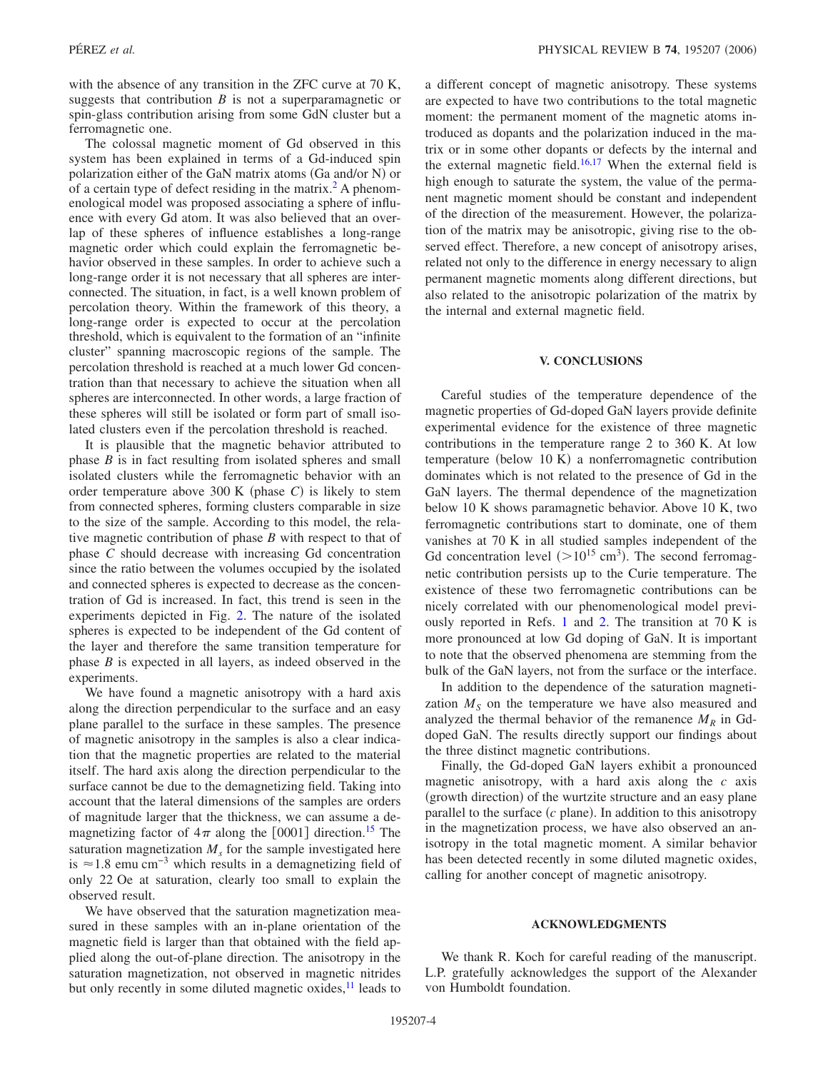with the absence of any transition in the ZFC curve at 70 K, suggests that contribution $B$ is not a superparamagnetic or spin-glass contribution arising from some GdN cluster but a ferromagnetic one.

The colossal magnetic moment of Gd observed in this system has been explained in terms of a Gd-induced spin polarization either of the GaN matrix atoms (Ga and/or N) or of a certain type of defect residing in the matrix.[2] A phenomenological model was proposed associating a sphere of influence with every Gd atom. It was also believed that an overlap of these spheres of influence establishes a long-range magnetic order which could explain the ferromagnetic behavior observed in these samples. In order to achieve such a long-range order it is not necessary that all spheres are interconnected. The situation, in fact, is a well known problem of percolation theory. Within the framework of this theory, a long-range order is expected to occur at the percolation threshold, which is equivalent to the formation of an "infinite cluster" spanning macroscopic regions of the sample. The percolation threshold is reached at a much lower Gd concentration than that necessary to achieve the situation when all spheres are interconnected. In other words, a large fraction of these spheres will still be isolated or form part of small isolated clusters even if the percolation threshold is reached.

It is plausible that the magnetic behavior attributed to phase $B$ is in fact resulting from isolated spheres and small isolated clusters while the ferromagnetic behavior with an order temperature above 300 K (phase $C$) is likely to stem from connected spheres, forming clusters comparable in size to the size of the sample. According to this model, the relative magnetic contribution of phase $B$ with respect to that of phase $C$ should decrease with increasing Gd concentration since the ratio between the volumes occupied by the isolated and connected spheres is expected to decrease as the concentration of Gd is increased. In fact, this trend is seen in the experiments depicted in Fig. 2. The nature of the isolated spheres is expected to be independent of the Gd content of the layer and therefore the same transition temperature for phase $B$ is expected in all layers, as indeed observed in the experiments.

We have found a magnetic anisotropy with a hard axis along the direction perpendicular to the surface and an easy plane parallel to the surface in these samples. The presence of magnetic anisotropy in the samples is also a clear indication that the magnetic properties are related to the material itself. The hard axis along the direction perpendicular to the surface cannot be due to the demagnetizing field. Taking into account that the lateral dimensions of the samples are orders of magnitude larger that the thickness, we can assume a demagnetizing factor of $4\pi$ along the [0001] direction.[15] The saturation magnetization $M_s$ for the sample investigated here is $\approx 1.8$ emu cm$^{-3}$ which results in a demagnetizing field of only 22 Oe at saturation, clearly too small to explain the observed result.

We have observed that the saturation magnetization measured in these samples with an in-plane orientation of the magnetic field is larger than that obtained with the field applied along the out-of-plane direction. The anisotropy in the saturation magnetization, not observed in magnetic nitrides but only recently in some diluted magnetic oxides,[11] leads to a different concept of magnetic anisotropy. These systems are expected to have two contributions to the total magnetic moment: the permanent moment of the magnetic atoms introduced as dopants and the polarization induced in the matrix or in some other dopants or defects by the internal and the external magnetic field.[16,17] When the external field is high enough to saturate the system, the value of the permanent magnetic moment should be constant and independent of the direction of the measurement. However, the polarization of the matrix may be anisotropic, giving rise to the observed effect. Therefore, a new concept of anisotropy arises, related not only to the difference in energy necessary to align permanent magnetic moments along different directions, but also related to the anisotropic polarization of the matrix by the internal and external magnetic field.

## V. CONCLUSIONS

Careful studies of the temperature dependence of the magnetic properties of Gd-doped GaN layers provide definite experimental evidence for the existence of three magnetic contributions in the temperature range 2 to 360 K. At low temperature (below 10 K) a nonferromagnetic contribution dominates which is not related to the presence of Gd in the GaN layers. The thermal dependence of the magnetization below 10 K shows paramagnetic behavior. Above 10 K, two ferromagnetic contributions start to dominate, one of them vanishes at 70 K in all studied samples independent of the Gd concentration level ($>10^{15}$ cm$^3$). The second ferromagnetic contribution persists up to the Curie temperature. The existence of these two ferromagnetic contributions can be nicely correlated with our phenomenological model previously reported in Refs. 1 and 2. The transition at 70 K is more pronounced at low Gd doping of GaN. It is important to note that the observed phenomena are stemming from the bulk of the GaN layers, not from the surface or the interface.

In addition to the dependence of the saturation magnetization $M_S$ on the temperature we have also measured and analyzed the thermal behavior of the remanence $M_R$ in Gd-doped GaN. The results directly support our findings about the three distinct magnetic contributions.

Finally, the Gd-doped GaN layers exhibit a pronounced magnetic anisotropy, with a hard axis along the $c$ axis (growth direction) of the wurtzite structure and an easy plane parallel to the surface ($c$ plane). In addition to this anisotropy in the magnetization process, we have also observed an anisotropy in the total magnetic moment. A similar behavior has been detected recently in some diluted magnetic oxides, calling for another concept of magnetic anisotropy.

## ACKNOWLEDGMENTS

We thank R. Koch for careful reading of the manuscript. L.P. gratefully acknowledges the support of the Alexander von Humboldt foundation.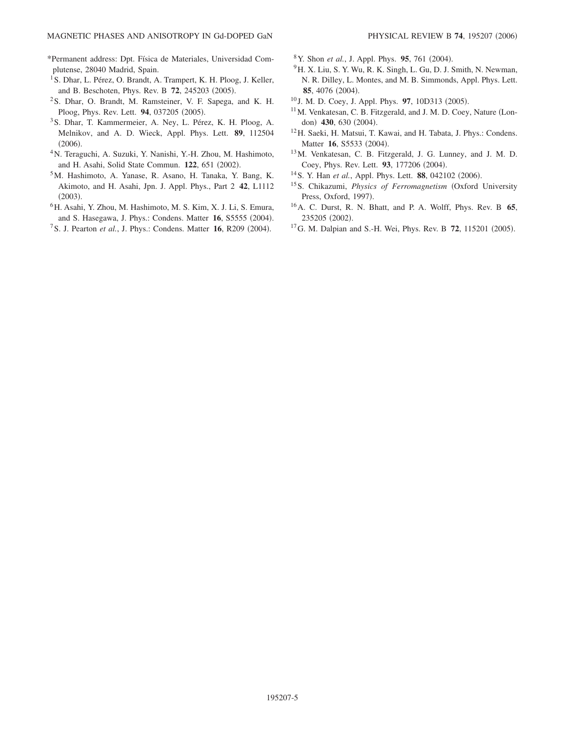*Permanent address: Dpt. Física de Materiales, Universidad Complutense, 28040 Madrid, Spain.

[1] S. Dhar, L. Pérez, O. Brandt, A. Trampert, K. H. Ploog, J. Keller, and B. Beschoten, Phys. Rev. B **72**, 245203 (2005).

[2] S. Dhar, O. Brandt, M. Ramsteiner, V. F. Sapega, and K. H. Ploog, Phys. Rev. Lett. **94**, 037205 (2005).

[3] S. Dhar, T. Kammermeier, A. Ney, L. Pérez, K. H. Ploog, A. Melnikov, and A. D. Wieck, Appl. Phys. Lett. **89**, 112504 (2006).

[4] N. Teraguchi, A. Suzuki, Y. Nanishi, Y.-H. Zhou, M. Hashimoto, and H. Asahi, Solid State Commun. **122**, 651 (2002).

[5] M. Hashimoto, A. Yanase, R. Asano, H. Tanaka, Y. Bang, K. Akimoto, and H. Asahi, Jpn. J. Appl. Phys., Part 2 **42**, L1112 (2003).

[6] H. Asahi, Y. Zhou, M. Hashimoto, M. S. Kim, X. J. Li, S. Emura, and S. Hasegawa, J. Phys.: Condens. Matter **16**, S5555 (2004).

[7] S. J. Pearton *et al.*, J. Phys.: Condens. Matter **16**, R209 (2004).

[8] Y. Shon *et al.*, J. Appl. Phys. **95**, 761 (2004).

[9] H. X. Liu, S. Y. Wu, R. K. Singh, L. Gu, D. J. Smith, N. Newman, N. R. Dilley, L. Montes, and M. B. Simmonds, Appl. Phys. Lett. **85**, 4076 (2004).

[10] J. M. D. Coey, J. Appl. Phys. **97**, 10D313 (2005).

[11] M. Venkatesan, C. B. Fitzgerald, and J. M. D. Coey, Nature (London) **430**, 630 (2004).

[12] H. Saeki, H. Matsui, T. Kawai, and H. Tabata, J. Phys.: Condens. Matter **16**, S5533 (2004).

[13] M. Venkatesan, C. B. Fitzgerald, J. G. Lunney, and J. M. D. Coey, Phys. Rev. Lett. **93**, 177206 (2004).

[14] S. Y. Han *et al.*, Appl. Phys. Lett. **88**, 042102 (2006).

[15] S. Chikazumi, *Physics of Ferromagnetism* (Oxford University Press, Oxford, 1997).

[16] A. C. Durst, R. N. Bhatt, and P. A. Wolff, Phys. Rev. B **65**, 235205 (2002).

[17] G. M. Dalpian and S.-H. Wei, Phys. Rev. B **72**, 115201 (2005).